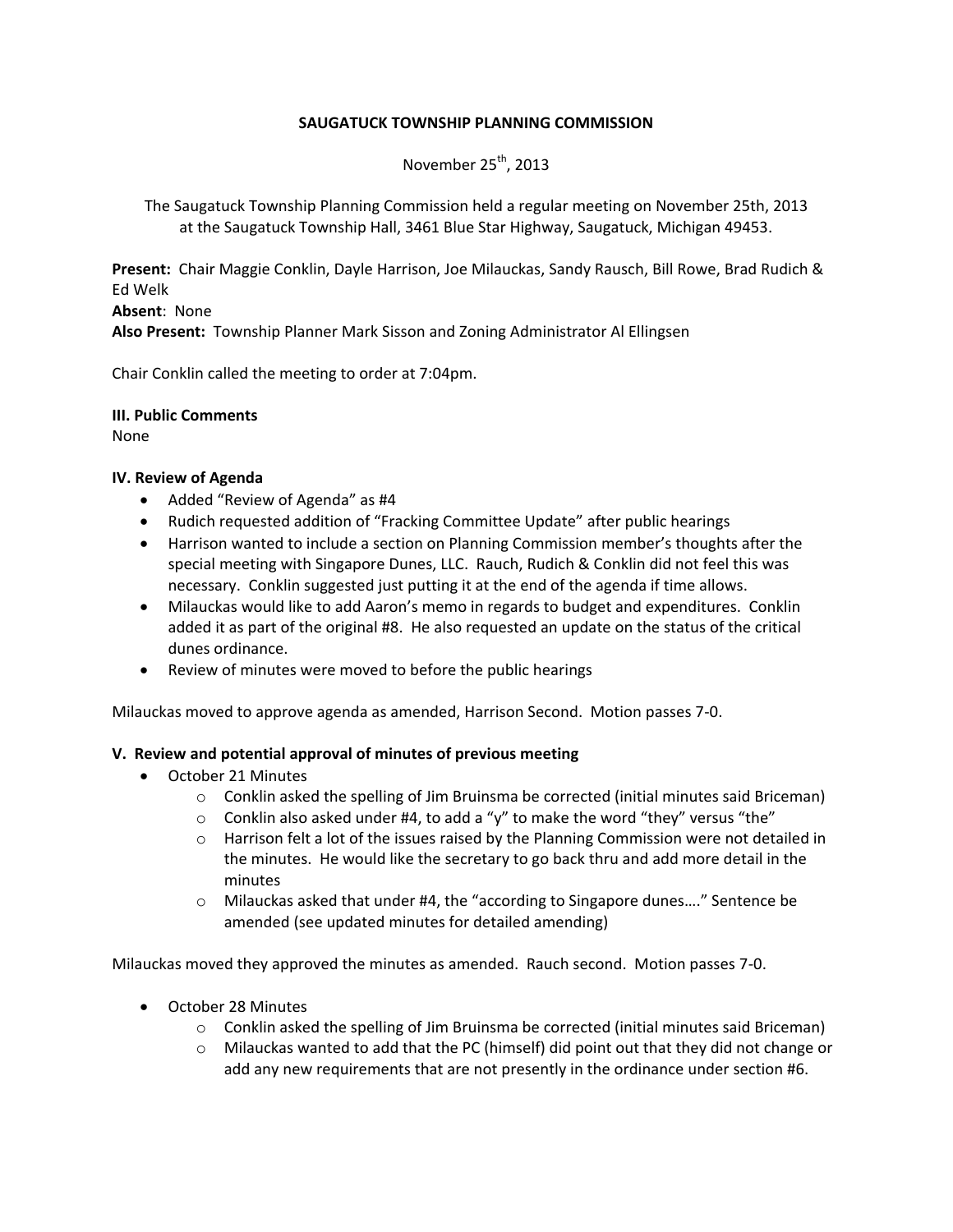**SAUGATUCK TOWNSHIP PLANNING COMMISSION**

November 25th, 2013

The Saugatuck Township Planning Commission held a regular meeting on November 25th, 2013 at the Saugatuck Township Hall, 3461 Blue Star Highway, Saugatuck, Michigan 49453.

**Present:** Chair Maggie Conklin, Dayle Harrison, Joe Milauckas, Sandy Rausch, Bill Rowe, Brad Rudich & Ed Welk
**Absent**: None
**Also Present:** Township Planner Mark Sisson and Zoning Administrator Al Ellingsen

Chair Conklin called the meeting to order at 7:04pm.

**III. Public Comments**
None

**IV. Review of Agenda**

- Added "Review of Agenda" as #4
- Rudich requested addition of "Fracking Committee Update" after public hearings
- Harrison wanted to include a section on Planning Commission member's thoughts after the special meeting with Singapore Dunes, LLC. Rauch, Rudich & Conklin did not feel this was necessary. Conklin suggested just putting it at the end of the agenda if time allows.
- Milauckas would like to add Aaron's memo in regards to budget and expenditures. Conklin added it as part of the original #8. He also requested an update on the status of the critical dunes ordinance.
- Review of minutes were moved to before the public hearings

Milauckas moved to approve agenda as amended, Harrison Second. Motion passes 7-0.

**V. Review and potential approval of minutes of previous meeting**

- October 21 Minutes
  - Conklin asked the spelling of Jim Bruinsma be corrected (initial minutes said Briceman)
  - Conklin also asked under #4, to add a "y" to make the word "they" versus "the"
  - Harrison felt a lot of the issues raised by the Planning Commission were not detailed in the minutes. He would like the secretary to go back thru and add more detail in the minutes
  - Milauckas asked that under #4, the "according to Singapore dunes…." Sentence be amended (see updated minutes for detailed amending)

Milauckas moved they approved the minutes as amended. Rauch second. Motion passes 7-0.

- October 28 Minutes
  - Conklin asked the spelling of Jim Bruinsma be corrected (initial minutes said Briceman)
  - Milauckas wanted to add that the PC (himself) did point out that they did not change or add any new requirements that are not presently in the ordinance under section #6.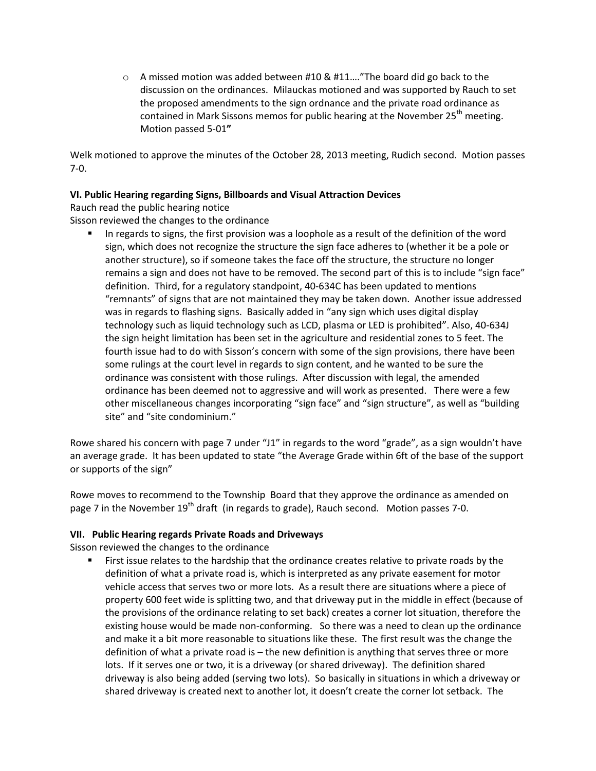- A missed motion was added between #10 & #11…."The board did go back to the discussion on the ordinances. Milauckas motioned and was supported by Rauch to set the proposed amendments to the sign ordnance and the private road ordinance as contained in Mark Sissons memos for public hearing at the November 25th meeting. Motion passed 5-01**"**

Welk motioned to approve the minutes of the October 28, 2013 meeting, Rudich second. Motion passes 7-0.

**VI. Public Hearing regarding Signs, Billboards and Visual Attraction Devices**

Rauch read the public hearing notice

Sisson reviewed the changes to the ordinance

- In regards to signs, the first provision was a loophole as a result of the definition of the word sign, which does not recognize the structure the sign face adheres to (whether it be a pole or another structure), so if someone takes the face off the structure, the structure no longer remains a sign and does not have to be removed. The second part of this is to include "sign face" definition. Third, for a regulatory standpoint, 40-634C has been updated to mentions "remnants" of signs that are not maintained they may be taken down. Another issue addressed was in regards to flashing signs. Basically added in "any sign which uses digital display technology such as liquid technology such as LCD, plasma or LED is prohibited". Also, 40-634J the sign height limitation has been set in the agriculture and residential zones to 5 feet. The fourth issue had to do with Sisson's concern with some of the sign provisions, there have been some rulings at the court level in regards to sign content, and he wanted to be sure the ordinance was consistent with those rulings. After discussion with legal, the amended ordinance has been deemed not to aggressive and will work as presented. There were a few other miscellaneous changes incorporating "sign face" and "sign structure", as well as "building site" and "site condominium."

Rowe shared his concern with page 7 under "J1" in regards to the word "grade", as a sign wouldn't have an average grade. It has been updated to state "the Average Grade within 6ft of the base of the support or supports of the sign"

Rowe moves to recommend to the Township Board that they approve the ordinance as amended on page 7 in the November 19th draft (in regards to grade), Rauch second. Motion passes 7-0.

**VII. Public Hearing regards Private Roads and Driveways**

Sisson reviewed the changes to the ordinance

- First issue relates to the hardship that the ordinance creates relative to private roads by the definition of what a private road is, which is interpreted as any private easement for motor vehicle access that serves two or more lots. As a result there are situations where a piece of property 600 feet wide is splitting two, and that driveway put in the middle in effect (because of the provisions of the ordinance relating to set back) creates a corner lot situation, therefore the existing house would be made non-conforming. So there was a need to clean up the ordinance and make it a bit more reasonable to situations like these. The first result was the change the definition of what a private road is – the new definition is anything that serves three or more lots. If it serves one or two, it is a driveway (or shared driveway). The definition shared driveway is also being added (serving two lots). So basically in situations in which a driveway or shared driveway is created next to another lot, it doesn't create the corner lot setback. The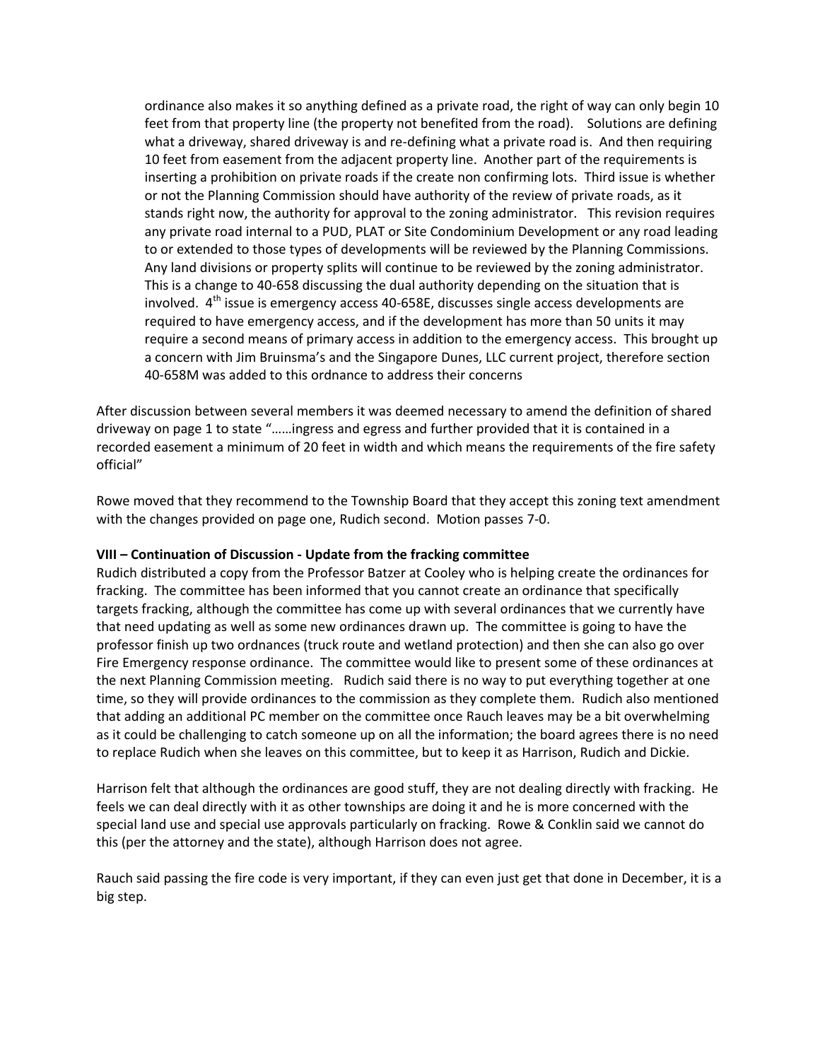ordinance also makes it so anything defined as a private road, the right of way can only begin 10 feet from that property line (the property not benefited from the road). Solutions are defining what a driveway, shared driveway is and re-defining what a private road is. And then requiring 10 feet from easement from the adjacent property line. Another part of the requirements is inserting a prohibition on private roads if the create non confirming lots. Third issue is whether or not the Planning Commission should have authority of the review of private roads, as it stands right now, the authority for approval to the zoning administrator. This revision requires any private road internal to a PUD, PLAT or Site Condominium Development or any road leading to or extended to those types of developments will be reviewed by the Planning Commissions. Any land divisions or property splits will continue to be reviewed by the zoning administrator. This is a change to 40-658 discussing the dual authority depending on the situation that is involved. 4th issue is emergency access 40-658E, discusses single access developments are required to have emergency access, and if the development has more than 50 units it may require a second means of primary access in addition to the emergency access. This brought up a concern with Jim Bruinsma's and the Singapore Dunes, LLC current project, therefore section 40-658M was added to this ordnance to address their concerns

After discussion between several members it was deemed necessary to amend the definition of shared driveway on page 1 to state "……ingress and egress and further provided that it is contained in a recorded easement a minimum of 20 feet in width and which means the requirements of the fire safety official"

Rowe moved that they recommend to the Township Board that they accept this zoning text amendment with the changes provided on page one, Rudich second. Motion passes 7-0.

**VIII – Continuation of Discussion - Update from the fracking committee**

Rudich distributed a copy from the Professor Batzer at Cooley who is helping create the ordinances for fracking. The committee has been informed that you cannot create an ordinance that specifically targets fracking, although the committee has come up with several ordinances that we currently have that need updating as well as some new ordinances drawn up. The committee is going to have the professor finish up two ordnances (truck route and wetland protection) and then she can also go over Fire Emergency response ordinance. The committee would like to present some of these ordinances at the next Planning Commission meeting. Rudich said there is no way to put everything together at one time, so they will provide ordinances to the commission as they complete them. Rudich also mentioned that adding an additional PC member on the committee once Rauch leaves may be a bit overwhelming as it could be challenging to catch someone up on all the information; the board agrees there is no need to replace Rudich when she leaves on this committee, but to keep it as Harrison, Rudich and Dickie.

Harrison felt that although the ordinances are good stuff, they are not dealing directly with fracking. He feels we can deal directly with it as other townships are doing it and he is more concerned with the special land use and special use approvals particularly on fracking. Rowe & Conklin said we cannot do this (per the attorney and the state), although Harrison does not agree.

Rauch said passing the fire code is very important, if they can even just get that done in December, it is a big step.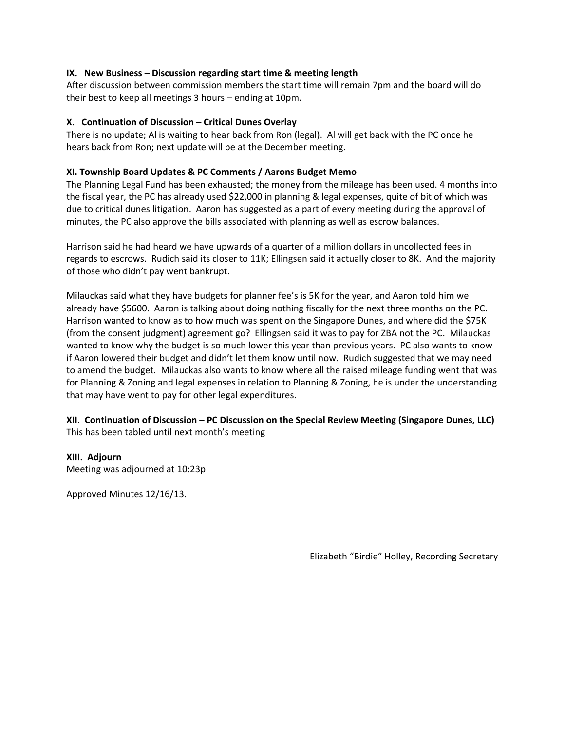**IX. New Business – Discussion regarding start time & meeting length**

After discussion between commission members the start time will remain 7pm and the board will do their best to keep all meetings 3 hours – ending at 10pm.

**X. Continuation of Discussion – Critical Dunes Overlay**

There is no update; Al is waiting to hear back from Ron (legal). Al will get back with the PC once he hears back from Ron; next update will be at the December meeting.

**XI. Township Board Updates & PC Comments / Aarons Budget Memo**

The Planning Legal Fund has been exhausted; the money from the mileage has been used. 4 months into the fiscal year, the PC has already used $22,000 in planning & legal expenses, quite of bit of which was due to critical dunes litigation. Aaron has suggested as a part of every meeting during the approval of minutes, the PC also approve the bills associated with planning as well as escrow balances.

Harrison said he had heard we have upwards of a quarter of a million dollars in uncollected fees in regards to escrows. Rudich said its closer to 11K; Ellingsen said it actually closer to 8K. And the majority of those who didn't pay went bankrupt.

Milauckas said what they have budgets for planner fee's is 5K for the year, and Aaron told him we already have $5600. Aaron is talking about doing nothing fiscally for the next three months on the PC. Harrison wanted to know as to how much was spent on the Singapore Dunes, and where did the $75K (from the consent judgment) agreement go? Ellingsen said it was to pay for ZBA not the PC. Milauckas wanted to know why the budget is so much lower this year than previous years. PC also wants to know if Aaron lowered their budget and didn't let them know until now. Rudich suggested that we may need to amend the budget. Milauckas also wants to know where all the raised mileage funding went that was for Planning & Zoning and legal expenses in relation to Planning & Zoning, he is under the understanding that may have went to pay for other legal expenditures.

**XII. Continuation of Discussion – PC Discussion on the Special Review Meeting (Singapore Dunes, LLC)**

This has been tabled until next month's meeting

**XIII. Adjourn**

Meeting was adjourned at 10:23p

Approved Minutes 12/16/13.

Elizabeth "Birdie" Holley, Recording Secretary